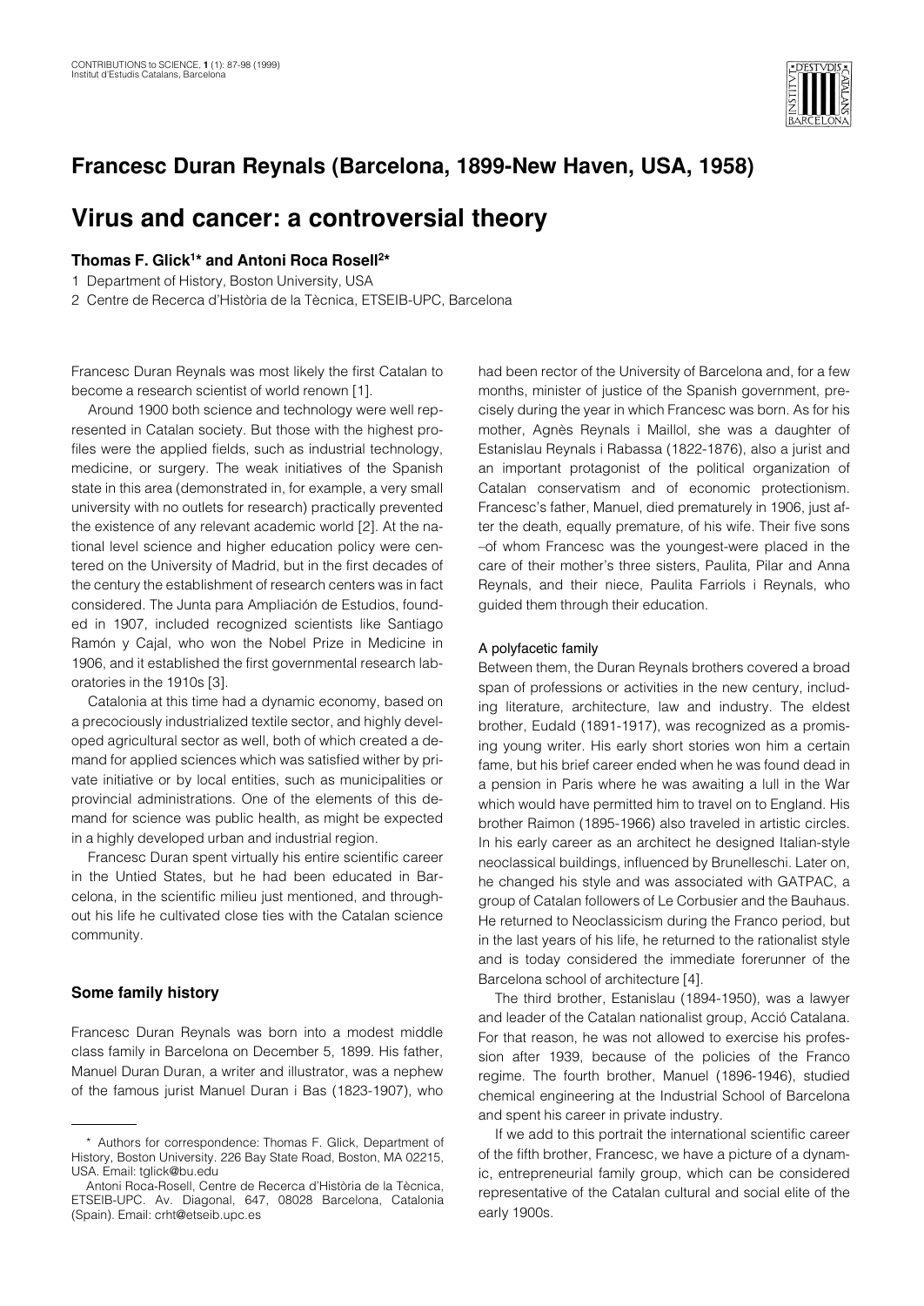# Francesc Duran Reynals (Barcelona, 1899-New Haven, USA, 1958)

# Virus and cancer: a controversial theory

**Thomas F. Glick[1]* and Antoni Roca Rosell[2]***

1 Department of History, Boston University, USA

2 Centre de Recerca d'Història de la Tècnica, ETSEIB-UPC, Barcelona

Francesc Duran Reynals was most likely the first Catalan to become a research scientist of world renown [1].

Around 1900 both science and technology were well represented in Catalan society. But those with the highest profiles were the applied fields, such as industrial technology, medicine, or surgery. The weak initiatives of the Spanish state in this area (demonstrated in, for example, a very small university with no outlets for research) practically prevented the existence of any relevant academic world [2]. At the national level science and higher education policy were centered on the University of Madrid, but in the first decades of the century the establishment of research centers was in fact considered. The Junta para Ampliación de Estudios, founded in 1907, included recognized scientists like Santiago Ramón y Cajal, who won the Nobel Prize in Medicine in 1906, and it established the first governmental research laboratories in the 1910s [3].

Catalonia at this time had a dynamic economy, based on a precociously industrialized textile sector, and highly developed agricultural sector as well, both of which created a demand for applied sciences which was satisfied wither by private initiative or by local entities, such as municipalities or provincial administrations. One of the elements of this demand for science was public health, as might be expected in a highly developed urban and industrial region.

Francesc Duran spent virtually his entire scientific career in the Untied States, but he had been educated in Barcelona, in the scientific milieu just mentioned, and throughout his life he cultivated close ties with the Catalan science community.

## Some family history

Francesc Duran Reynals was born into a modest middle class family in Barcelona on December 5, 1899. His father, Manuel Duran Duran, a writer and illustrator, was a nephew of the famous jurist Manuel Duran i Bas (1823-1907), who had been rector of the University of Barcelona and, for a few months, minister of justice of the Spanish government, precisely during the year in which Francesc was born. As for his mother, Agnès Reynals i Maillol, she was a daughter of Estanislau Reynals i Rabassa (1822-1876), also a jurist and an important protagonist of the political organization of Catalan conservatism and of economic protectionism. Francesc's father, Manuel, died prematurely in 1906, just after the death, equally premature, of his wife. Their five sons –of whom Francesc was the youngest-were placed in the care of their mother's three sisters, Paulita, Pilar and Anna Reynals, and their niece, Paulita Farriols i Reynals, who guided them through their education.

### A polyfacetic family

Between them, the Duran Reynals brothers covered a broad span of professions or activities in the new century, including literature, architecture, law and industry. The eldest brother, Eudald (1891-1917), was recognized as a promising young writer. His early short stories won him a certain fame, but his brief career ended when he was found dead in a pension in Paris where he was awaiting a lull in the War which would have permitted him to travel on to England. His brother Raimon (1895-1966) also traveled in artistic circles. In his early career as an architect he designed Italian-style neoclassical buildings, influenced by Brunelleschi. Later on, he changed his style and was associated with GATPAC, a group of Catalan followers of Le Corbusier and the Bauhaus. He returned to Neoclassicism during the Franco period, but in the last years of his life, he returned to the rationalist style and is today considered the immediate forerunner of the Barcelona school of architecture [4].

The third brother, Estanislau (1894-1950), was a lawyer and leader of the Catalan nationalist group, Acció Catalana. For that reason, he was not allowed to exercise his profession after 1939, because of the policies of the Franco regime. The fourth brother, Manuel (1896-1946), studied chemical engineering at the Industrial School of Barcelona and spent his career in private industry.

If we add to this portrait the international scientific career of the fifth brother, Francesc, we have a picture of a dynamic, entrepreneurial family group, which can be considered representative of the Catalan cultural and social elite of the early 1900s.

---

\* Authors for correspondence: Thomas F. Glick, Department of History, Boston University. 226 Bay State Road, Boston, MA 02215, USA. Email: tglick@bu.edu

Antoni Roca-Rosell, Centre de Recerca d'Història de la Tècnica, ETSEIB-UPC. Av. Diagonal, 647, 08028 Barcelona, Catalonia (Spain). Email: crht@etseib.upc.es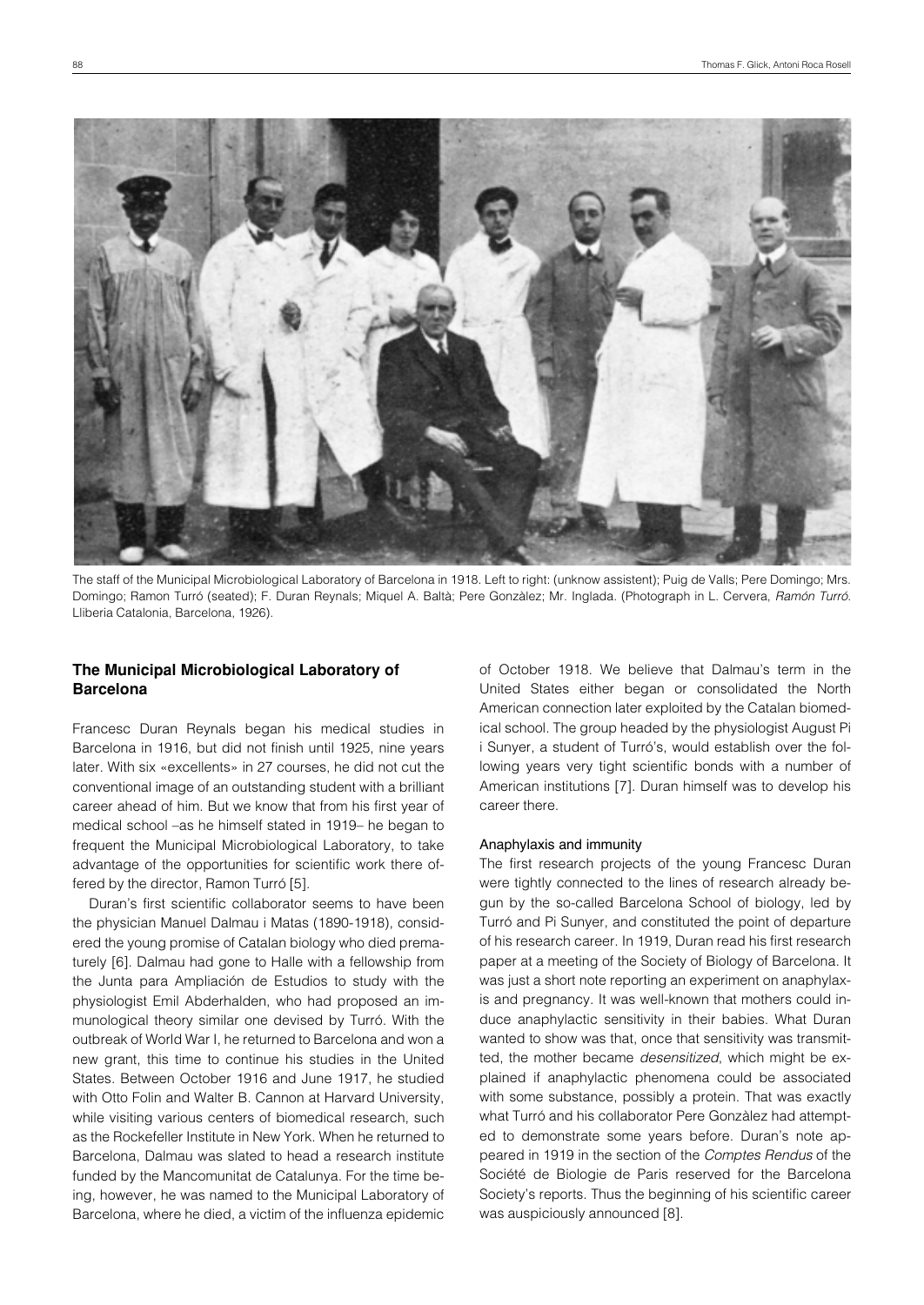The staff of the Municipal Microbiological Laboratory of Barcelona in 1918. Left to right: (unknow assistent); Puig de Valls; Pere Domingo; Mrs. Domingo; Ramon Turró (seated); F. Duran Reynals; Miquel A. Baltà; Pere Gonzàlez; Mr. Inglada. (Photograph in L. Cervera, *Ramón Turró*. Lliberia Catalonia, Barcelona, 1926).

## The Municipal Microbiological Laboratory of Barcelona

Francesc Duran Reynals began his medical studies in Barcelona in 1916, but did not finish until 1925, nine years later. With six «excellents» in 27 courses, he did not cut the conventional image of an outstanding student with a brilliant career ahead of him. But we know that from his first year of medical school –as he himself stated in 1919– he began to frequent the Municipal Microbiological Laboratory, to take advantage of the opportunities for scientific work there offered by the director, Ramon Turró [5].

Duran's first scientific collaborator seems to have been the physician Manuel Dalmau i Matas (1890-1918), considered the young promise of Catalan biology who died prematurely [6]. Dalmau had gone to Halle with a fellowship from the Junta para Ampliación de Estudios to study with the physiologist Emil Abderhalden, who had proposed an immunological theory similar one devised by Turró. With the outbreak of World War I, he returned to Barcelona and won a new grant, this time to continue his studies in the United States. Between October 1916 and June 1917, he studied with Otto Folin and Walter B. Cannon at Harvard University, while visiting various centers of biomedical research, such as the Rockefeller Institute in New York. When he returned to Barcelona, Dalmau was slated to head a research institute funded by the Mancomunitat de Catalunya. For the time being, however, he was named to the Municipal Laboratory of Barcelona, where he died, a victim of the influenza epidemic of October 1918. We believe that Dalmau's term in the United States either began or consolidated the North American connection later exploited by the Catalan biomedical school. The group headed by the physiologist August Pi i Sunyer, a student of Turró's, would establish over the following years very tight scientific bonds with a number of American institutions [7]. Duran himself was to develop his career there.

### Anaphylaxis and immunity

The first research projects of the young Francesc Duran were tightly connected to the lines of research already begun by the so-called Barcelona School of biology, led by Turró and Pi Sunyer, and constituted the point of departure of his research career. In 1919, Duran read his first research paper at a meeting of the Society of Biology of Barcelona. It was just a short note reporting an experiment on anaphylaxis and pregnancy. It was well-known that mothers could induce anaphylactic sensitivity in their babies. What Duran wanted to show was that, once that sensitivity was transmitted, the mother became *desensitized*, which might be explained if anaphylactic phenomena could be associated with some substance, possibly a protein. That was exactly what Turró and his collaborator Pere Gonzàlez had attempted to demonstrate some years before. Duran's note appeared in 1919 in the section of the *Comptes Rendus* of the Société de Biologie de Paris reserved for the Barcelona Society's reports. Thus the beginning of his scientific career was auspiciously announced [8].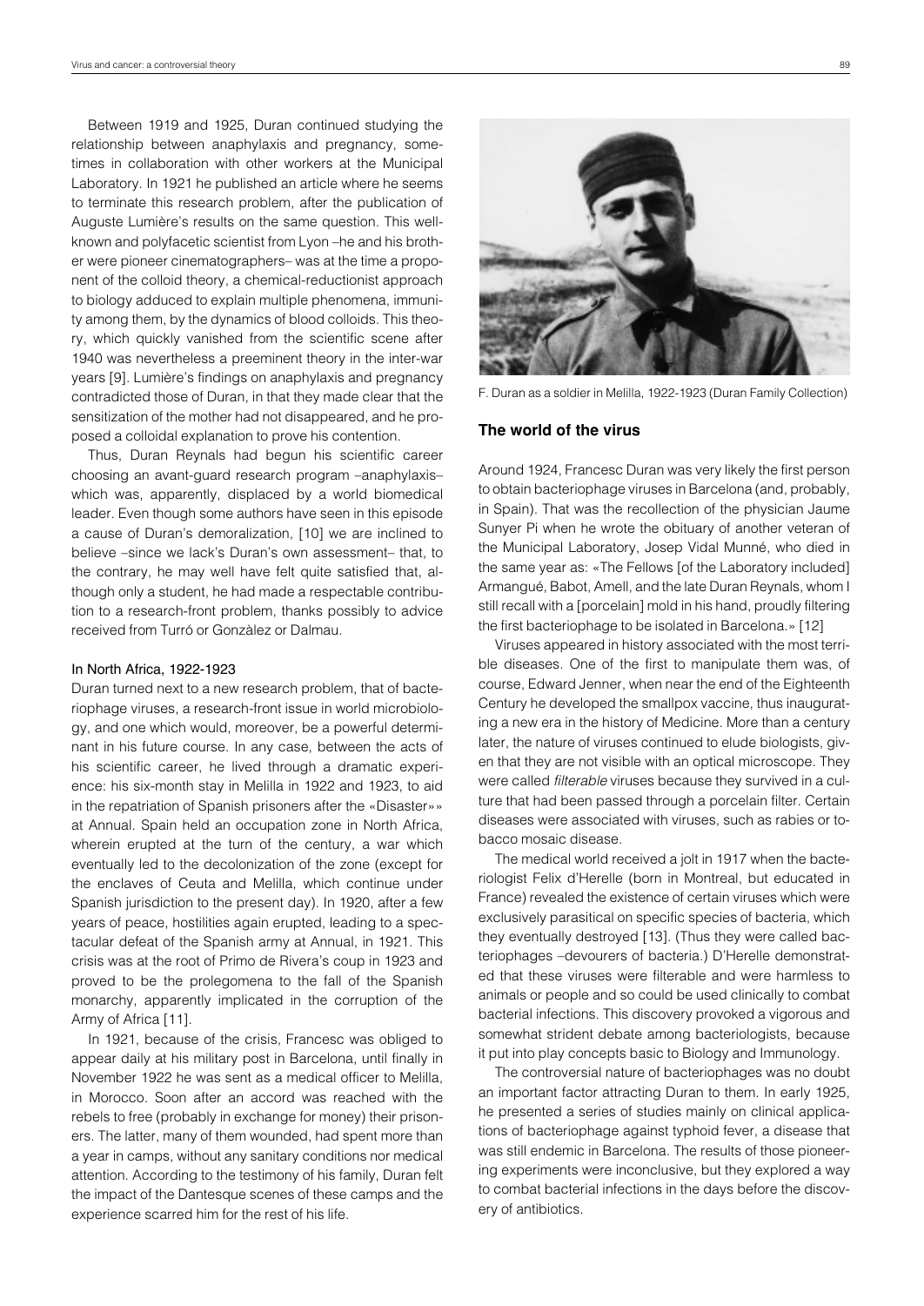Between 1919 and 1925, Duran continued studying the relationship between anaphylaxis and pregnancy, sometimes in collaboration with other workers at the Municipal Laboratory. In 1921 he published an article where he seems to terminate this research problem, after the publication of Auguste Lumière's results on the same question. This well-known and polyfacetic scientist from Lyon –he and his brother were pioneer cinematographers– was at the time a proponent of the colloid theory, a chemical-reductionist approach to biology adduced to explain multiple phenomena, immunity among them, by the dynamics of blood colloids. This theory, which quickly vanished from the scientific scene after 1940 was nevertheless a preeminent theory in the inter-war years [9]. Lumière's findings on anaphylaxis and pregnancy contradicted those of Duran, in that they made clear that the sensitization of the mother had not disappeared, and he proposed a colloidal explanation to prove his contention.

Thus, Duran Reynals had begun his scientific career choosing an avant-guard research program –anaphylaxis– which was, apparently, displaced by a world biomedical leader. Even though some authors have seen in this episode a cause of Duran's demoralization, [10] we are inclined to believe –since we lack's Duran's own assessment– that, to the contrary, he may well have felt quite satisfied that, although only a student, he had made a respectable contribution to a research-front problem, thanks possibly to advice received from Turró or Gonzàlez or Dalmau.

### In North Africa, 1922-1923

Duran turned next to a new research problem, that of bacteriophage viruses, a research-front issue in world microbiology, and one which would, moreover, be a powerful determinant in his future course. In any case, between the acts of his scientific career, he lived through a dramatic experience: his six-month stay in Melilla in 1922 and 1923, to aid in the repatriation of Spanish prisoners after the «Disaster»» at Annual. Spain held an occupation zone in North Africa, wherein erupted at the turn of the century, a war which eventually led to the decolonization of the zone (except for the enclaves of Ceuta and Melilla, which continue under Spanish jurisdiction to the present day). In 1920, after a few years of peace, hostilities again erupted, leading to a spectacular defeat of the Spanish army at Annual, in 1921. This crisis was at the root of Primo de Rivera's coup in 1923 and proved to be the prolegomena to the fall of the Spanish monarchy, apparently implicated in the corruption of the Army of Africa [11].

In 1921, because of the crisis, Francesc was obliged to appear daily at his military post in Barcelona, until finally in November 1922 he was sent as a medical officer to Melilla, in Morocco. Soon after an accord was reached with the rebels to free (probably in exchange for money) their prisoners. The latter, many of them wounded, had spent more than a year in camps, without any sanitary conditions nor medical attention. According to the testimony of his family, Duran felt the impact of the Dantesque scenes of these camps and the experience scarred him for the rest of his life.

F. Duran as a soldier in Melilla, 1922-1923 (Duran Family Collection)

## The world of the virus

Around 1924, Francesc Duran was very likely the first person to obtain bacteriophage viruses in Barcelona (and, probably, in Spain). That was the recollection of the physician Jaume Sunyer Pi when he wrote the obituary of another veteran of the Municipal Laboratory, Josep Vidal Munné, who died in the same year as: «The Fellows [of the Laboratory included] Armangué, Babot, Amell, and the late Duran Reynals, whom I still recall with a [porcelain] mold in his hand, proudly filtering the first bacteriophage to be isolated in Barcelona.» [12]

Viruses appeared in history associated with the most terrible diseases. One of the first to manipulate them was, of course, Edward Jenner, when near the end of the Eighteenth Century he developed the smallpox vaccine, thus inaugurating a new era in the history of Medicine. More than a century later, the nature of viruses continued to elude biologists, given that they are not visible with an optical microscope. They were called *filterable* viruses because they survived in a culture that had been passed through a porcelain filter. Certain diseases were associated with viruses, such as rabies or tobacco mosaic disease.

The medical world received a jolt in 1917 when the bacteriologist Felix d'Herelle (born in Montreal, but educated in France) revealed the existence of certain viruses which were exclusively parasitical on specific species of bacteria, which they eventually destroyed [13]. (Thus they were called bacteriophages –devourers of bacteria.) D'Herelle demonstrated that these viruses were filterable and were harmless to animals or people and so could be used clinically to combat bacterial infections. This discovery provoked a vigorous and somewhat strident debate among bacteriologists, because it put into play concepts basic to Biology and Immunology.

The controversial nature of bacteriophages was no doubt an important factor attracting Duran to them. In early 1925, he presented a series of studies mainly on clinical applications of bacteriophage against typhoid fever, a disease that was still endemic in Barcelona. The results of those pioneering experiments were inconclusive, but they explored a way to combat bacterial infections in the days before the discovery of antibiotics.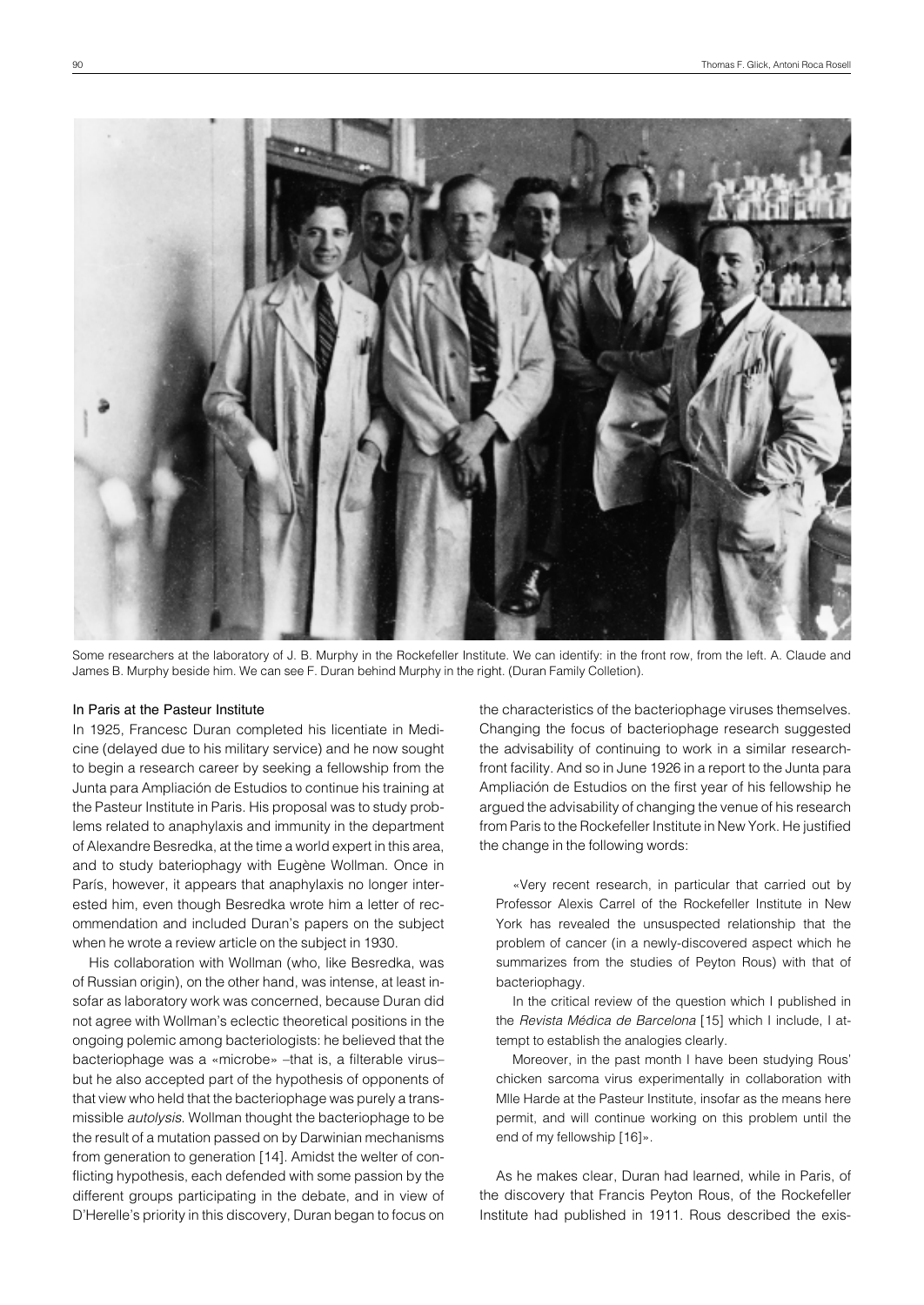Some researchers at the laboratory of J. B. Murphy in the Rockefeller Institute. We can identify: in the front row, from the left. A. Claude and James B. Murphy beside him. We can see F. Duran behind Murphy in the right. (Duran Family Colletion).

### In Paris at the Pasteur Institute

In 1925, Francesc Duran completed his licentiate in Medicine (delayed due to his military service) and he now sought to begin a research career by seeking a fellowship from the Junta para Ampliación de Estudios to continue his training at the Pasteur Institute in Paris. His proposal was to study problems related to anaphylaxis and immunity in the department of Alexandre Besredka, at the time a world expert in this area, and to study bateriophagy with Eugène Wollman. Once in París, however, it appears that anaphylaxis no longer interested him, even though Besredka wrote him a letter of recommendation and included Duran's papers on the subject when he wrote a review article on the subject in 1930.

His collaboration with Wollman (who, like Besredka, was of Russian origin), on the other hand, was intense, at least insofar as laboratory work was concerned, because Duran did not agree with Wollman's eclectic theoretical positions in the ongoing polemic among bacteriologists: he believed that the bacteriophage was a «microbe» –that is, a filterable virus– but he also accepted part of the hypothesis of opponents of that view who held that the bacteriophage was purely a transmissible *autolysis*. Wollman thought the bacteriophage to be the result of a mutation passed on by Darwinian mechanisms from generation to generation [14]. Amidst the welter of conflicting hypothesis, each defended with some passion by the different groups participating in the debate, and in view of D'Herelle's priority in this discovery, Duran began to focus on the characteristics of the bacteriophage viruses themselves. Changing the focus of bacteriophage research suggested the advisability of continuing to work in a similar research-front facility. And so in June 1926 in a report to the Junta para Ampliación de Estudios on the first year of his fellowship he argued the advisability of changing the venue of his research from Paris to the Rockefeller Institute in New York. He justified the change in the following words:

> «Very recent research, in particular that carried out by Professor Alexis Carrel of the Rockefeller Institute in New York has revealed the unsuspected relationship that the problem of cancer (in a newly-discovered aspect which he summarizes from the studies of Peyton Rous) with that of bacteriophagy.
>
> In the critical review of the question which I published in the *Revista Médica de Barcelona* [15] which I include, I attempt to establish the analogies clearly.
>
> Moreover, in the past month I have been studying Rous' chicken sarcoma virus experimentally in collaboration with Mlle Harde at the Pasteur Institute, insofar as the means here permit, and will continue working on this problem until the end of my fellowship [16]».

As he makes clear, Duran had learned, while in Paris, of the discovery that Francis Peyton Rous, of the Rockefeller Institute had published in 1911. Rous described the exis-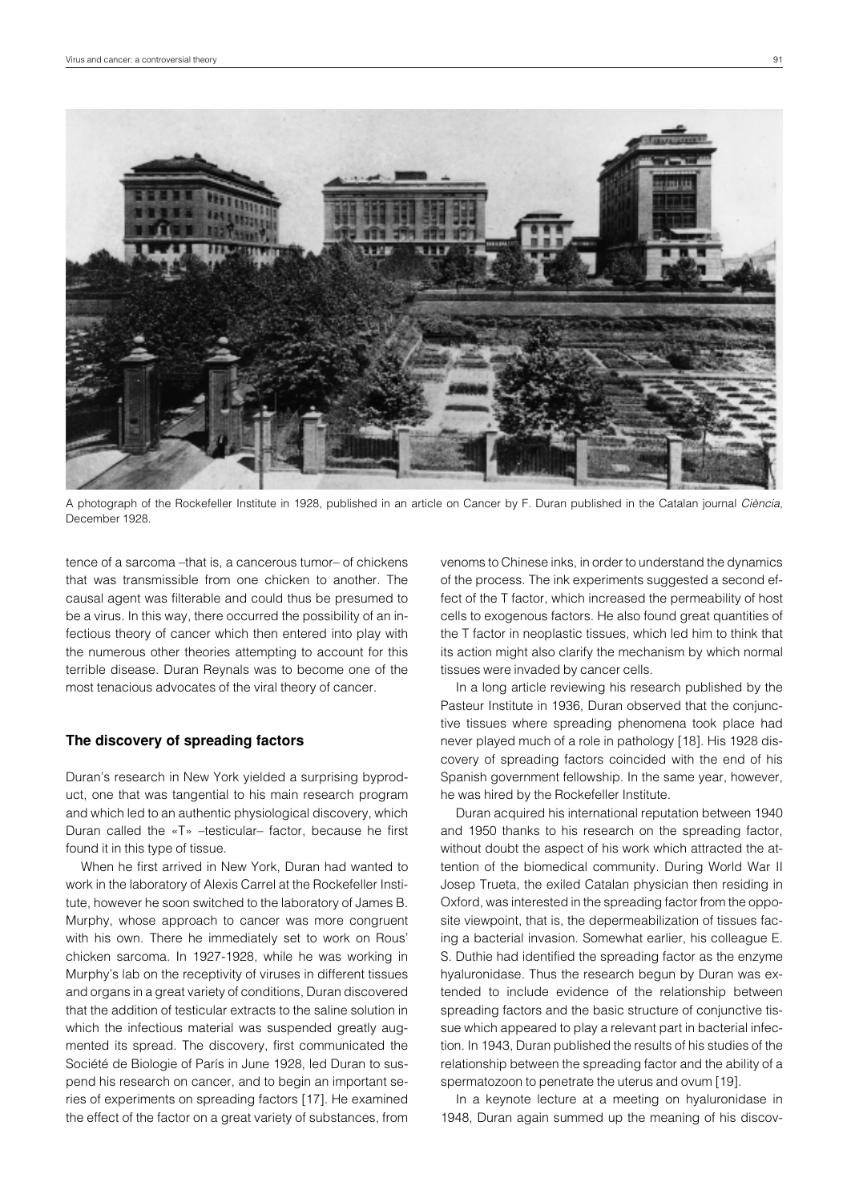A photograph of the Rockefeller Institute in 1928, published in an article on Cancer by F. Duran published in the Catalan journal *Ciència*, December 1928.

tence of a sarcoma –that is, a cancerous tumor– of chickens that was transmissible from one chicken to another. The causal agent was filterable and could thus be presumed to be a virus. In this way, there occurred the possibility of an infectious theory of cancer which then entered into play with the numerous other theories attempting to account for this terrible disease. Duran Reynals was to become one of the most tenacious advocates of the viral theory of cancer.

## The discovery of spreading factors

Duran's research in New York yielded a surprising byproduct, one that was tangential to his main research program and which led to an authentic physiological discovery, which Duran called the «T» –testicular– factor, because he first found it in this type of tissue.

When he first arrived in New York, Duran had wanted to work in the laboratory of Alexis Carrel at the Rockefeller Institute, however he soon switched to the laboratory of James B. Murphy, whose approach to cancer was more congruent with his own. There he immediately set to work on Rous' chicken sarcoma. In 1927-1928, while he was working in Murphy's lab on the receptivity of viruses in different tissues and organs in a great variety of conditions, Duran discovered that the addition of testicular extracts to the saline solution in which the infectious material was suspended greatly augmented its spread. The discovery, first communicated the Société de Biologie of París in June 1928, led Duran to suspend his research on cancer, and to begin an important series of experiments on spreading factors [17]. He examined the effect of the factor on a great variety of substances, from venoms to Chinese inks, in order to understand the dynamics of the process. The ink experiments suggested a second effect of the T factor, which increased the permeability of host cells to exogenous factors. He also found great quantities of the T factor in neoplastic tissues, which led him to think that its action might also clarify the mechanism by which normal tissues were invaded by cancer cells.

In a long article reviewing his research published by the Pasteur Institute in 1936, Duran observed that the conjunctive tissues where spreading phenomena took place had never played much of a role in pathology [18]. His 1928 discovery of spreading factors coincided with the end of his Spanish government fellowship. In the same year, however, he was hired by the Rockefeller Institute.

Duran acquired his international reputation between 1940 and 1950 thanks to his research on the spreading factor, without doubt the aspect of his work which attracted the attention of the biomedical community. During World War II Josep Trueta, the exiled Catalan physician then residing in Oxford, was interested in the spreading factor from the opposite viewpoint, that is, the depermeabilization of tissues facing a bacterial invasion. Somewhat earlier, his colleague E. S. Duthie had identified the spreading factor as the enzyme hyaluronidase. Thus the research begun by Duran was extended to include evidence of the relationship between spreading factors and the basic structure of conjunctive tissue which appeared to play a relevant part in bacterial infection. In 1943, Duran published the results of his studies of the relationship between the spreading factor and the ability of a spermatozoon to penetrate the uterus and ovum [19].

In a keynote lecture at a meeting on hyaluronidase in 1948, Duran again summed up the meaning of his discov-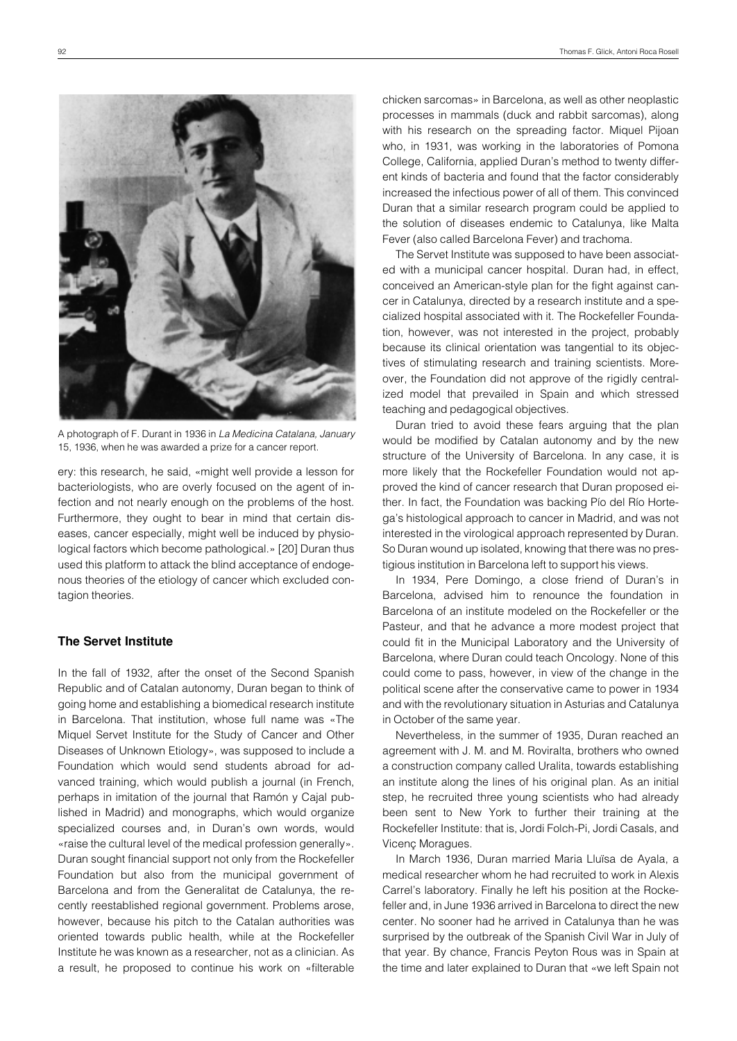A photograph of F. Durant in 1936 in *La Medicina Catalana, January* 15, 1936, when he was awarded a prize for a cancer report.

ery: this research, he said, «might well provide a lesson for bacteriologists, who are overly focused on the agent of infection and not nearly enough on the problems of the host. Furthermore, they ought to bear in mind that certain diseases, cancer especially, might well be induced by physiological factors which become pathological.» [20] Duran thus used this platform to attack the blind acceptance of endogenous theories of the etiology of cancer which excluded contagion theories.

## The Servet Institute

In the fall of 1932, after the onset of the Second Spanish Republic and of Catalan autonomy, Duran began to think of going home and establishing a biomedical research institute in Barcelona. That institution, whose full name was «The Miquel Servet Institute for the Study of Cancer and Other Diseases of Unknown Etiology», was supposed to include a Foundation which would send students abroad for advanced training, which would publish a journal (in French, perhaps in imitation of the journal that Ramón y Cajal published in Madrid) and monographs, which would organize specialized courses and, in Duran's own words, would «raise the cultural level of the medical profession generally». Duran sought financial support not only from the Rockefeller Foundation but also from the municipal government of Barcelona and from the Generalitat de Catalunya, the recently reestablished regional government. Problems arose, however, because his pitch to the Catalan authorities was oriented towards public health, while at the Rockefeller Institute he was known as a researcher, not as a clinician. As a result, he proposed to continue his work on «filterable chicken sarcomas» in Barcelona, as well as other neoplastic processes in mammals (duck and rabbit sarcomas), along with his research on the spreading factor. Miquel Pijoan who, in 1931, was working in the laboratories of Pomona College, California, applied Duran's method to twenty different kinds of bacteria and found that the factor considerably increased the infectious power of all of them. This convinced Duran that a similar research program could be applied to the solution of diseases endemic to Catalunya, like Malta Fever (also called Barcelona Fever) and trachoma.

The Servet Institute was supposed to have been associated with a municipal cancer hospital. Duran had, in effect, conceived an American-style plan for the fight against cancer in Catalunya, directed by a research institute and a specialized hospital associated with it. The Rockefeller Foundation, however, was not interested in the project, probably because its clinical orientation was tangential to its objectives of stimulating research and training scientists. Moreover, the Foundation did not approve of the rigidly centralized model that prevailed in Spain and which stressed teaching and pedagogical objectives.

Duran tried to avoid these fears arguing that the plan would be modified by Catalan autonomy and by the new structure of the University of Barcelona. In any case, it is more likely that the Rockefeller Foundation would not approved the kind of cancer research that Duran proposed either. In fact, the Foundation was backing Pío del Río Hortega's histological approach to cancer in Madrid, and was not interested in the virological approach represented by Duran. So Duran wound up isolated, knowing that there was no prestigious institution in Barcelona left to support his views.

In 1934, Pere Domingo, a close friend of Duran's in Barcelona, advised him to renounce the foundation in Barcelona of an institute modeled on the Rockefeller or the Pasteur, and that he advance a more modest project that could fit in the Municipal Laboratory and the University of Barcelona, where Duran could teach Oncology. None of this could come to pass, however, in view of the change in the political scene after the conservative came to power in 1934 and with the revolutionary situation in Asturias and Catalunya in October of the same year.

Nevertheless, in the summer of 1935, Duran reached an agreement with J. M. and M. Roviralta, brothers who owned a construction company called Uralita, towards establishing an institute along the lines of his original plan. As an initial step, he recruited three young scientists who had already been sent to New York to further their training at the Rockefeller Institute: that is, Jordi Folch-Pi, Jordi Casals, and Vicenç Moragues.

In March 1936, Duran married Maria Lluïsa de Ayala, a medical researcher whom he had recruited to work in Alexis Carrel's laboratory. Finally he left his position at the Rockefeller and, in June 1936 arrived in Barcelona to direct the new center. No sooner had he arrived in Catalunya than he was surprised by the outbreak of the Spanish Civil War in July of that year. By chance, Francis Peyton Rous was in Spain at the time and later explained to Duran that «we left Spain not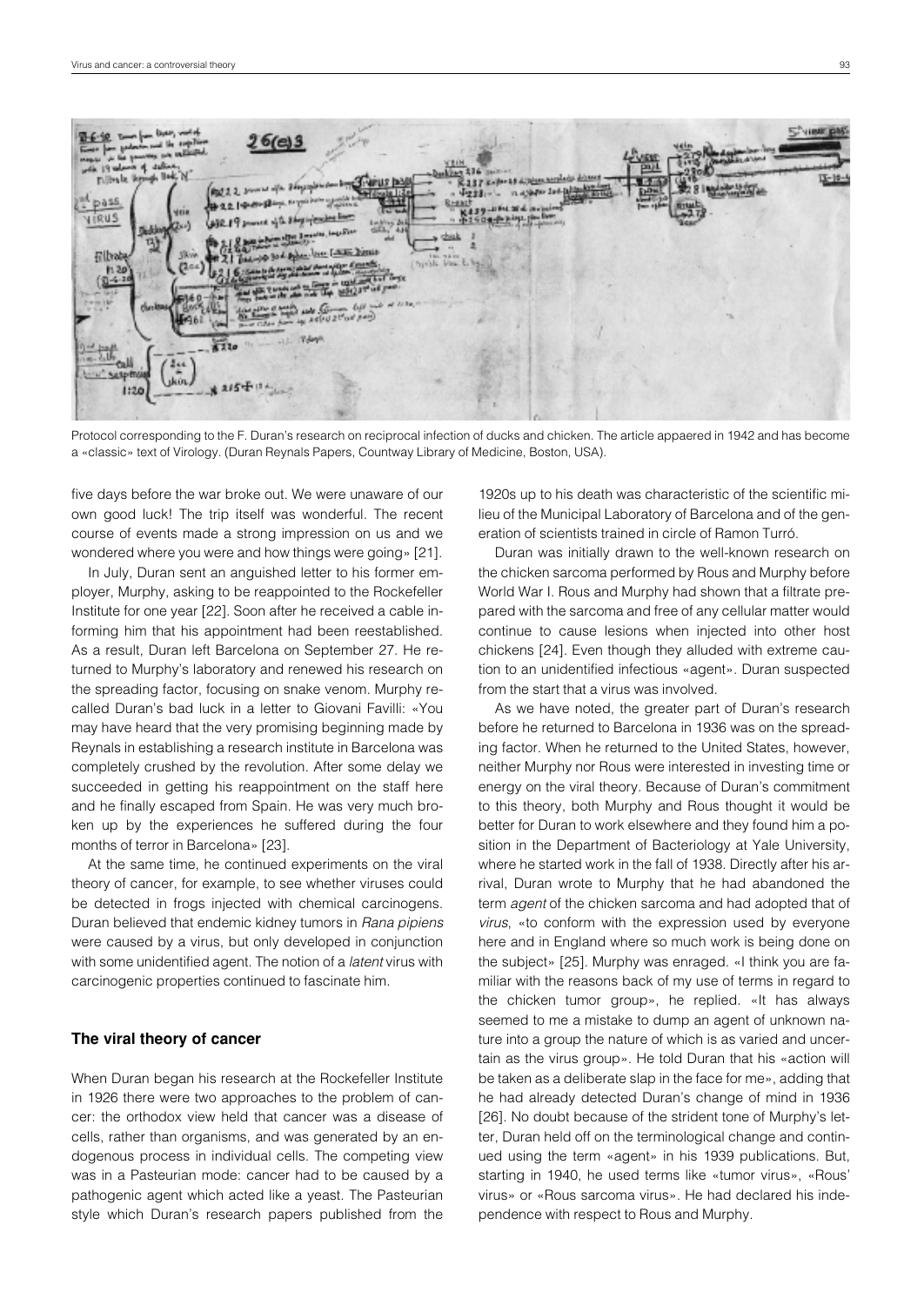Protocol corresponding to the F. Duran's research on reciprocal infection of ducks and chicken. The article appaered in 1942 and has become a «classic» text of Virology. (Duran Reynals Papers, Countway Library of Medicine, Boston, USA).

five days before the war broke out. We were unaware of our own good luck! The trip itself was wonderful. The recent course of events made a strong impression on us and we wondered where you were and how things were going» [21].

In July, Duran sent an anguished letter to his former employer, Murphy, asking to be reappointed to the Rockefeller Institute for one year [22]. Soon after he received a cable informing him that his appointment had been reestablished. As a result, Duran left Barcelona on September 27. He returned to Murphy's laboratory and renewed his research on the spreading factor, focusing on snake venom. Murphy recalled Duran's bad luck in a letter to Giovani Favilli: «You may have heard that the very promising beginning made by Reynals in establishing a research institute in Barcelona was completely crushed by the revolution. After some delay we succeeded in getting his reappointment on the staff here and he finally escaped from Spain. He was very much broken up by the experiences he suffered during the four months of terror in Barcelona» [23].

At the same time, he continued experiments on the viral theory of cancer, for example, to see whether viruses could be detected in frogs injected with chemical carcinogens. Duran believed that endemic kidney tumors in *Rana pipiens* were caused by a virus, but only developed in conjunction with some unidentified agent. The notion of a *latent* virus with carcinogenic properties continued to fascinate him.

## The viral theory of cancer

When Duran began his research at the Rockefeller Institute in 1926 there were two approaches to the problem of cancer: the orthodox view held that cancer was a disease of cells, rather than organisms, and was generated by an endogenous process in individual cells. The competing view was in a Pasteurian mode: cancer had to be caused by a pathogenic agent which acted like a yeast. The Pasteurian style which Duran's research papers published from the 1920s up to his death was characteristic of the scientific milieu of the Municipal Laboratory of Barcelona and of the generation of scientists trained in circle of Ramon Turró.

Duran was initially drawn to the well-known research on the chicken sarcoma performed by Rous and Murphy before World War I. Rous and Murphy had shown that a filtrate prepared with the sarcoma and free of any cellular matter would continue to cause lesions when injected into other host chickens [24]. Even though they alluded with extreme caution to an unidentified infectious «agent». Duran suspected from the start that a virus was involved.

As we have noted, the greater part of Duran's research before he returned to Barcelona in 1936 was on the spreading factor. When he returned to the United States, however, neither Murphy nor Rous were interested in investing time or energy on the viral theory. Because of Duran's commitment to this theory, both Murphy and Rous thought it would be better for Duran to work elsewhere and they found him a position in the Department of Bacteriology at Yale University, where he started work in the fall of 1938. Directly after his arrival, Duran wrote to Murphy that he had abandoned the term *agent* of the chicken sarcoma and had adopted that of *virus*, «to conform with the expression used by everyone here and in England where so much work is being done on the subject» [25]. Murphy was enraged. «I think you are familiar with the reasons back of my use of terms in regard to the chicken tumor group», he replied. «It has always seemed to me a mistake to dump an agent of unknown nature into a group the nature of which is as varied and uncertain as the virus group». He told Duran that his «action will be taken as a deliberate slap in the face for me», adding that he had already detected Duran's change of mind in 1936 [26]. No doubt because of the strident tone of Murphy's letter, Duran held off on the terminological change and continued using the term «agent» in his 1939 publications. But, starting in 1940, he used terms like «tumor virus», «Rous' virus» or «Rous sarcoma virus». He had declared his independence with respect to Rous and Murphy.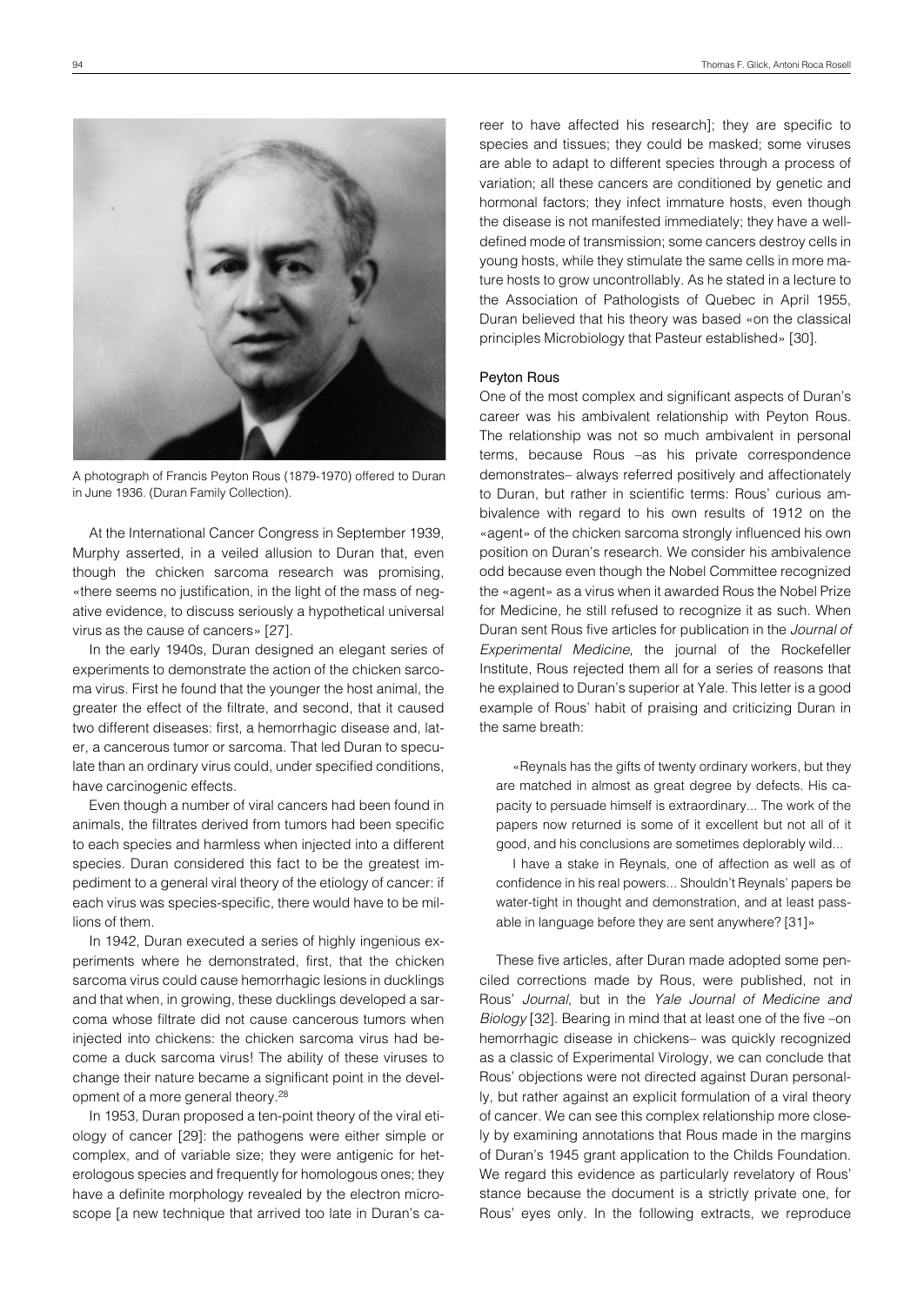A photograph of Francis Peyton Rous (1879-1970) offered to Duran in June 1936. (Duran Family Collection).

At the International Cancer Congress in September 1939, Murphy asserted, in a veiled allusion to Duran that, even though the chicken sarcoma research was promising, «there seems no justification, in the light of the mass of negative evidence, to discuss seriously a hypothetical universal virus as the cause of cancers» [27].

In the early 1940s, Duran designed an elegant series of experiments to demonstrate the action of the chicken sarcoma virus. First he found that the younger the host animal, the greater the effect of the filtrate, and second, that it caused two different diseases: first, a hemorrhagic disease and, later, a cancerous tumor or sarcoma. That led Duran to speculate than an ordinary virus could, under specified conditions, have carcinogenic effects.

Even though a number of viral cancers had been found in animals, the filtrates derived from tumors had been specific to each species and harmless when injected into a different species. Duran considered this fact to be the greatest impediment to a general viral theory of the etiology of cancer: if each virus was species-specific, there would have to be millions of them.

In 1942, Duran executed a series of highly ingenious experiments where he demonstrated, first, that the chicken sarcoma virus could cause hemorrhagic lesions in ducklings and that when, in growing, these ducklings developed a sarcoma whose filtrate did not cause cancerous tumors when injected into chickens: the chicken sarcoma virus had become a duck sarcoma virus! The ability of these viruses to change their nature became a significant point in the development of a more general theory.[28]

In 1953, Duran proposed a ten-point theory of the viral etiology of cancer [29]: the pathogens were either simple or complex, and of variable size; they were antigenic for heterologous species and frequently for homologous ones; they have a definite morphology revealed by the electron microscope [a new technique that arrived too late in Duran's career to have affected his research]; they are specific to species and tissues; they could be masked; some viruses are able to adapt to different species through a process of variation; all these cancers are conditioned by genetic and hormonal factors; they infect immature hosts, even though the disease is not manifested immediately; they have a well-defined mode of transmission; some cancers destroy cells in young hosts, while they stimulate the same cells in more mature hosts to grow uncontrollably. As he stated in a lecture to the Association of Pathologists of Quebec in April 1955, Duran believed that his theory was based «on the classical principles Microbiology that Pasteur established» [30].

### Peyton Rous

One of the most complex and significant aspects of Duran's career was his ambivalent relationship with Peyton Rous. The relationship was not so much ambivalent in personal terms, because Rous –as his private correspondence demonstrates– always referred positively and affectionately to Duran, but rather in scientific terms: Rous' curious ambivalence with regard to his own results of 1912 on the «agent» of the chicken sarcoma strongly influenced his own position on Duran's research. We consider his ambivalence odd because even though the Nobel Committee recognized the «agent» as a virus when it awarded Rous the Nobel Prize for Medicine, he still refused to recognize it as such. When Duran sent Rous five articles for publication in the *Journal of Experimental Medicine*, the journal of the Rockefeller Institute, Rous rejected them all for a series of reasons that he explained to Duran's superior at Yale. This letter is a good example of Rous' habit of praising and criticizing Duran in the same breath:

> «Reynals has the gifts of twenty ordinary workers, but they are matched in almost as great degree by defects. His capacity to persuade himself is extraordinary... The work of the papers now returned is some of it excellent but not all of it good, and his conclusions are sometimes deplorably wild...
>
> I have a stake in Reynals, one of affection as well as of confidence in his real powers... Shouldn't Reynals' papers be water-tight in thought and demonstration, and at least passable in language before they are sent anywhere? [31]»

These five articles, after Duran made adopted some penciled corrections made by Rous, were published, not in Rous' *Journal*, but in the *Yale Journal of Medicine and Biology* [32]. Bearing in mind that at least one of the five –on hemorrhagic disease in chickens– was quickly recognized as a classic of Experimental Virology, we can conclude that Rous' objections were not directed against Duran personally, but rather against an explicit formulation of a viral theory of cancer. We can see this complex relationship more closely by examining annotations that Rous made in the margins of Duran's 1945 grant application to the Childs Foundation. We regard this evidence as particularly revelatory of Rous' stance because the document is a strictly private one, for Rous' eyes only. In the following extracts, we reproduce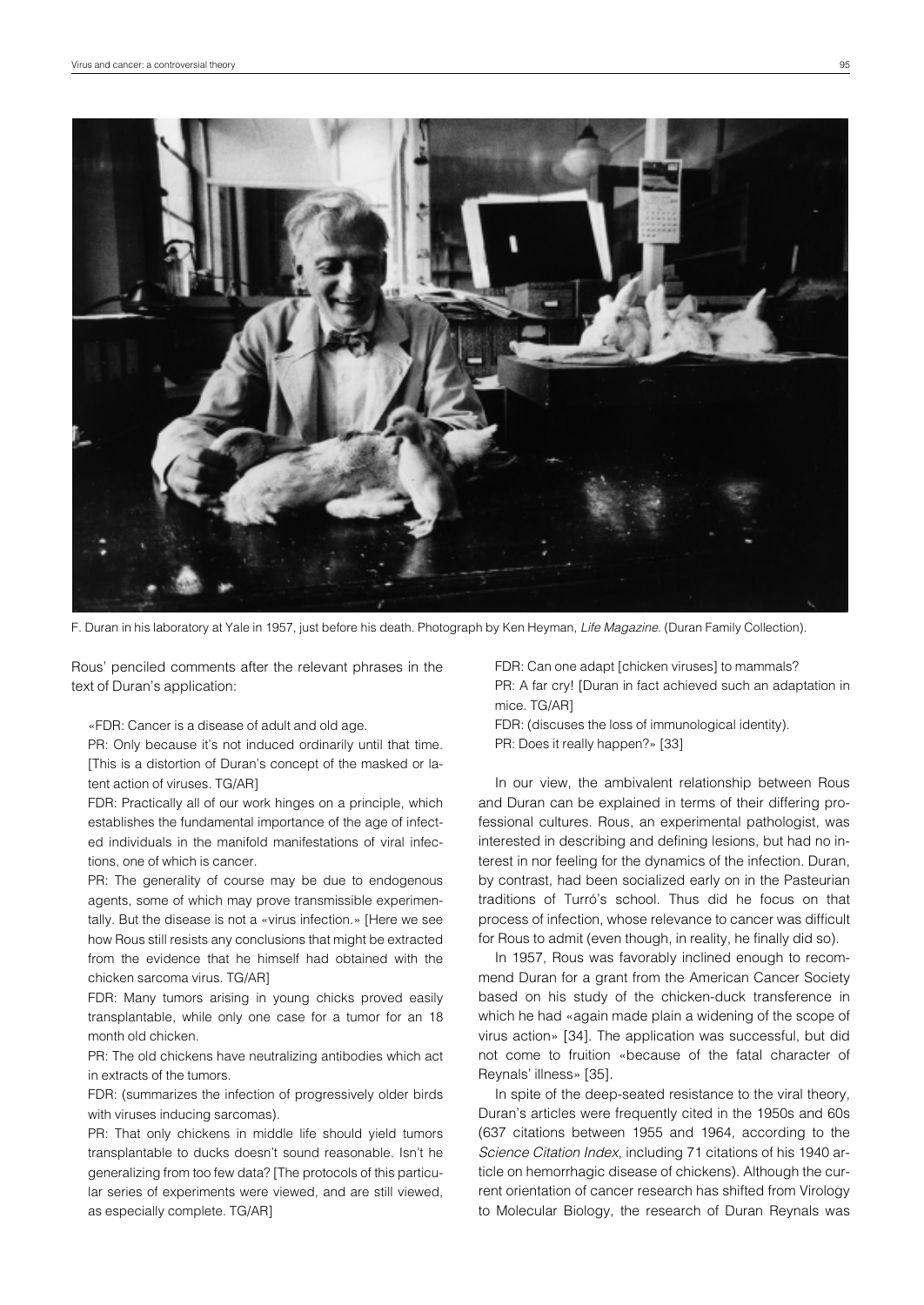F. Duran in his laboratory at Yale in 1957, just before his death. Photograph by Ken Heyman, *Life Magazine*. (Duran Family Collection).

Rous' penciled comments after the relevant phrases in the text of Duran's application:

«FDR: Cancer is a disease of adult and old age.

PR: Only because it's not induced ordinarily until that time. [This is a distortion of Duran's concept of the masked or latent action of viruses. TG/AR]

FDR: Practically all of our work hinges on a principle, which establishes the fundamental importance of the age of infected individuals in the manifold manifestations of viral infections, one of which is cancer.

PR: The generality of course may be due to endogenous agents, some of which may prove transmissible experimentally. But the disease is not a «virus infection.» [Here we see how Rous still resists any conclusions that might be extracted from the evidence that he himself had obtained with the chicken sarcoma virus. TG/AR]

FDR: Many tumors arising in young chicks proved easily transplantable, while only one case for a tumor for an 18 month old chicken.

PR: The old chickens have neutralizing antibodies which act in extracts of the tumors.

FDR: (summarizes the infection of progressively older birds with viruses inducing sarcomas).

PR: That only chickens in middle life should yield tumors transplantable to ducks doesn't sound reasonable. Isn't he generalizing from too few data? [The protocols of this particular series of experiments were viewed, and are still viewed, as especially complete. TG/AR]

FDR: Can one adapt [chicken viruses] to mammals?

PR: A far cry! [Duran in fact achieved such an adaptation in mice. TG/AR]

FDR: (discuses the loss of immunological identity).

PR: Does it really happen?» [33]

In our view, the ambivalent relationship between Rous and Duran can be explained in terms of their differing professional cultures. Rous, an experimental pathologist, was interested in describing and defining lesions, but had no interest in nor feeling for the dynamics of the infection. Duran, by contrast, had been socialized early on in the Pasteurian traditions of Turró's school. Thus did he focus on that process of infection, whose relevance to cancer was difficult for Rous to admit (even though, in reality, he finally did so).

In 1957, Rous was favorably inclined enough to recommend Duran for a grant from the American Cancer Society based on his study of the chicken-duck transference in which he had «again made plain a widening of the scope of virus action» [34]. The application was successful, but did not come to fruition «because of the fatal character of Reynals' illness» [35].

In spite of the deep-seated resistance to the viral theory, Duran's articles were frequently cited in the 1950s and 60s (637 citations between 1955 and 1964, according to the *Science Citation Index*, including 71 citations of his 1940 article on hemorrhagic disease of chickens). Although the current orientation of cancer research has shifted from Virology to Molecular Biology, the research of Duran Reynals was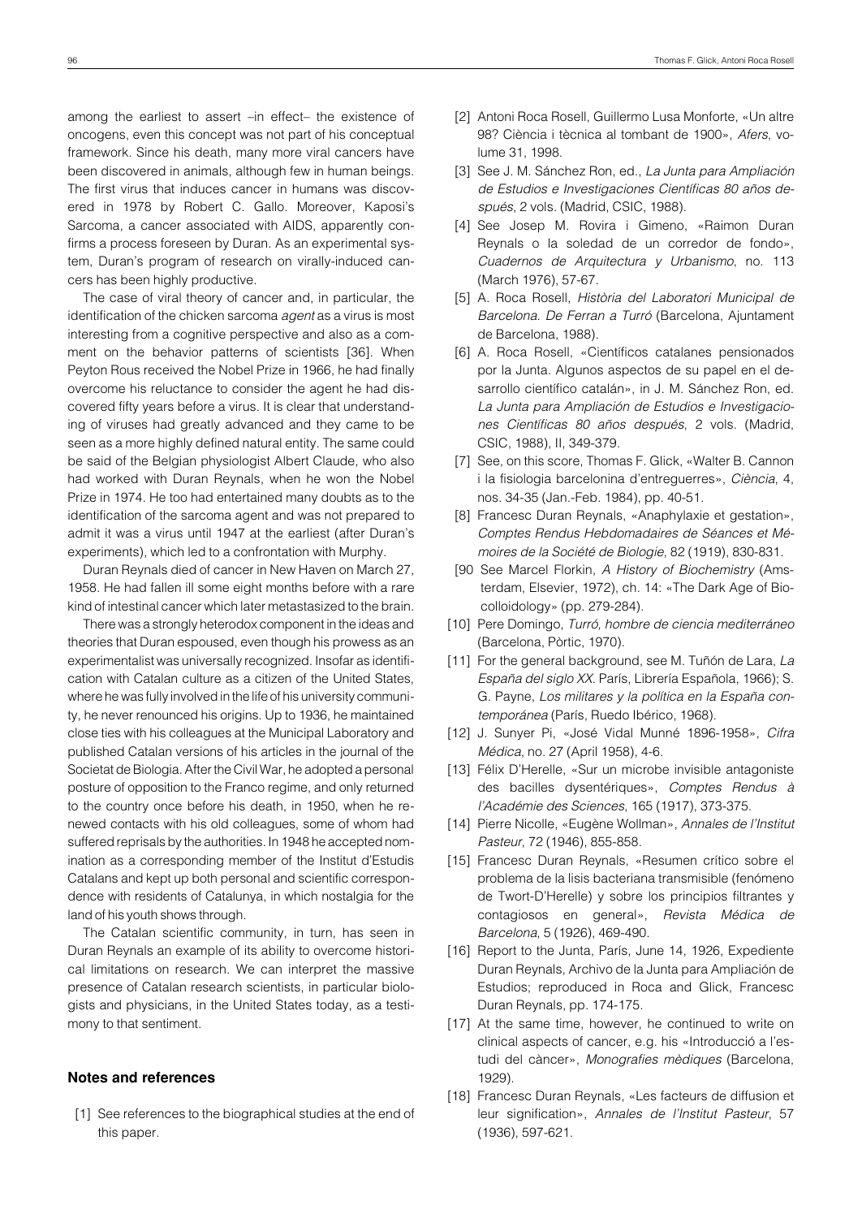among the earliest to assert –in effect– the existence of oncogens, even this concept was not part of his conceptual framework. Since his death, many more viral cancers have been discovered in animals, although few in human beings. The first virus that induces cancer in humans was discovered in 1978 by Robert C. Gallo. Moreover, Kaposi's Sarcoma, a cancer associated with AIDS, apparently confirms a process foreseen by Duran. As an experimental system, Duran's program of research on virally-induced cancers has been highly productive.

The case of viral theory of cancer and, in particular, the identification of the chicken sarcoma *agent* as a virus is most interesting from a cognitive perspective and also as a comment on the behavior patterns of scientists [36]. When Peyton Rous received the Nobel Prize in 1966, he had finally overcome his reluctance to consider the agent he had discovered fifty years before a virus. It is clear that understanding of viruses had greatly advanced and they came to be seen as a more highly defined natural entity. The same could be said of the Belgian physiologist Albert Claude, who also had worked with Duran Reynals, when he won the Nobel Prize in 1974. He too had entertained many doubts as to the identification of the sarcoma agent and was not prepared to admit it was a virus until 1947 at the earliest (after Duran's experiments), which led to a confrontation with Murphy.

Duran Reynals died of cancer in New Haven on March 27, 1958. He had fallen ill some eight months before with a rare kind of intestinal cancer which later metastasized to the brain.

There was a strongly heterodox component in the ideas and theories that Duran espoused, even though his prowess as an experimentalist was universally recognized. Insofar as identification with Catalan culture as a citizen of the United States, where he was fully involved in the life of his university community, he never renounced his origins. Up to 1936, he maintained close ties with his colleagues at the Municipal Laboratory and published Catalan versions of his articles in the journal of the Societat de Biologia. After the Civil War, he adopted a personal posture of opposition to the Franco regime, and only returned to the country once before his death, in 1950, when he renewed contacts with his old colleagues, some of whom had suffered reprisals by the authorities. In 1948 he accepted nomination as a corresponding member of the Institut d'Estudis Catalans and kept up both personal and scientific correspondence with residents of Catalunya, in which nostalgia for the land of his youth shows through.

The Catalan scientific community, in turn, has seen in Duran Reynals an example of its ability to overcome historical limitations on research. We can interpret the massive presence of Catalan research scientists, in particular biologists and physicians, in the United States today, as a testimony to that sentiment.

## Notes and references

[1] See references to the biographical studies at the end of this paper.

[2] Antoni Roca Rosell, Guillermo Lusa Monforte, «Un altre 98? Ciència i tècnica al tombant de 1900», *Afers*, volume 31, 1998.

[3] See J. M. Sánchez Ron, ed., *La Junta para Ampliación de Estudios e Investigaciones Científicas 80 años después*, 2 vols. (Madrid, CSIC, 1988).

[4] See Josep M. Rovira i Gimeno, «Raimon Duran Reynals o la soledad de un corredor de fondo», *Cuadernos de Arquitectura y Urbanismo*, no. 113 (March 1976), 57-67.

[5] A. Roca Rosell, *Història del Laboratori Municipal de Barcelona. De Ferran a Turró* (Barcelona, Ajuntament de Barcelona, 1988).

[6] A. Roca Rosell, «Científicos catalanes pensionados por la Junta. Algunos aspectos de su papel en el desarrollo científico catalán», in J. M. Sánchez Ron, ed. *La Junta para Ampliación de Estudios e Investigaciones Científicas 80 años después*, 2 vols. (Madrid, CSIC, 1988), II, 349-379.

[7] See, on this score, Thomas F. Glick, «Walter B. Cannon i la fisiologia barcelonina d'entreguerres», *Ciència*, 4, nos. 34-35 (Jan.-Feb. 1984), pp. 40-51.

[8] Francesc Duran Reynals, «Anaphylaxie et gestation», *Comptes Rendus Hebdomadaires de Séances et Mémoires de la Société de Biologie*, 82 (1919), 830-831.

[90 See Marcel Florkin, *A History of Biochemistry* (Amsterdam, Elsevier, 1972), ch. 14: «The Dark Age of Biocolloidology» (pp. 279-284).

[10] Pere Domingo, *Turró, hombre de ciencia mediterráneo* (Barcelona, Pòrtic, 1970).

[11] For the general background, see M. Tuñón de Lara, *La España del siglo XX*. París, Librería Española, 1966); S. G. Payne, *Los militares y la política en la España contemporánea* (París, Ruedo Ibérico, 1968).

[12] J. Sunyer Pi, «José Vidal Munné 1896-1958», *Cifra Médica*, no. 27 (April 1958), 4-6.

[13] Félix D'Herelle, «Sur un microbe invisible antagoniste des bacilles dysentériques», *Comptes Rendus à l'Académie des Sciences*, 165 (1917), 373-375.

[14] Pierre Nicolle, «Eugène Wollman», *Annales de l'Institut Pasteur*, 72 (1946), 855-858.

[15] Francesc Duran Reynals, «Resumen crítico sobre el problema de la lisis bacteriana transmisible (fenómeno de Twort-D'Herelle) y sobre los principios filtrantes y contagiosos en general», *Revista Médica de Barcelona*, 5 (1926), 469-490.

[16] Report to the Junta, París, June 14, 1926, Expediente Duran Reynals, Archivo de la Junta para Ampliación de Estudios; reproduced in Roca and Glick, Francesc Duran Reynals, pp. 174-175.

[17] At the same time, however, he continued to write on clinical aspects of cancer, e.g. his «Introducció a l'estudi del càncer», *Monografies mèdiques* (Barcelona, 1929).

[18] Francesc Duran Reynals, «Les facteurs de diffusion et leur signification», *Annales de l'Institut Pasteur*, 57 (1936), 597-621.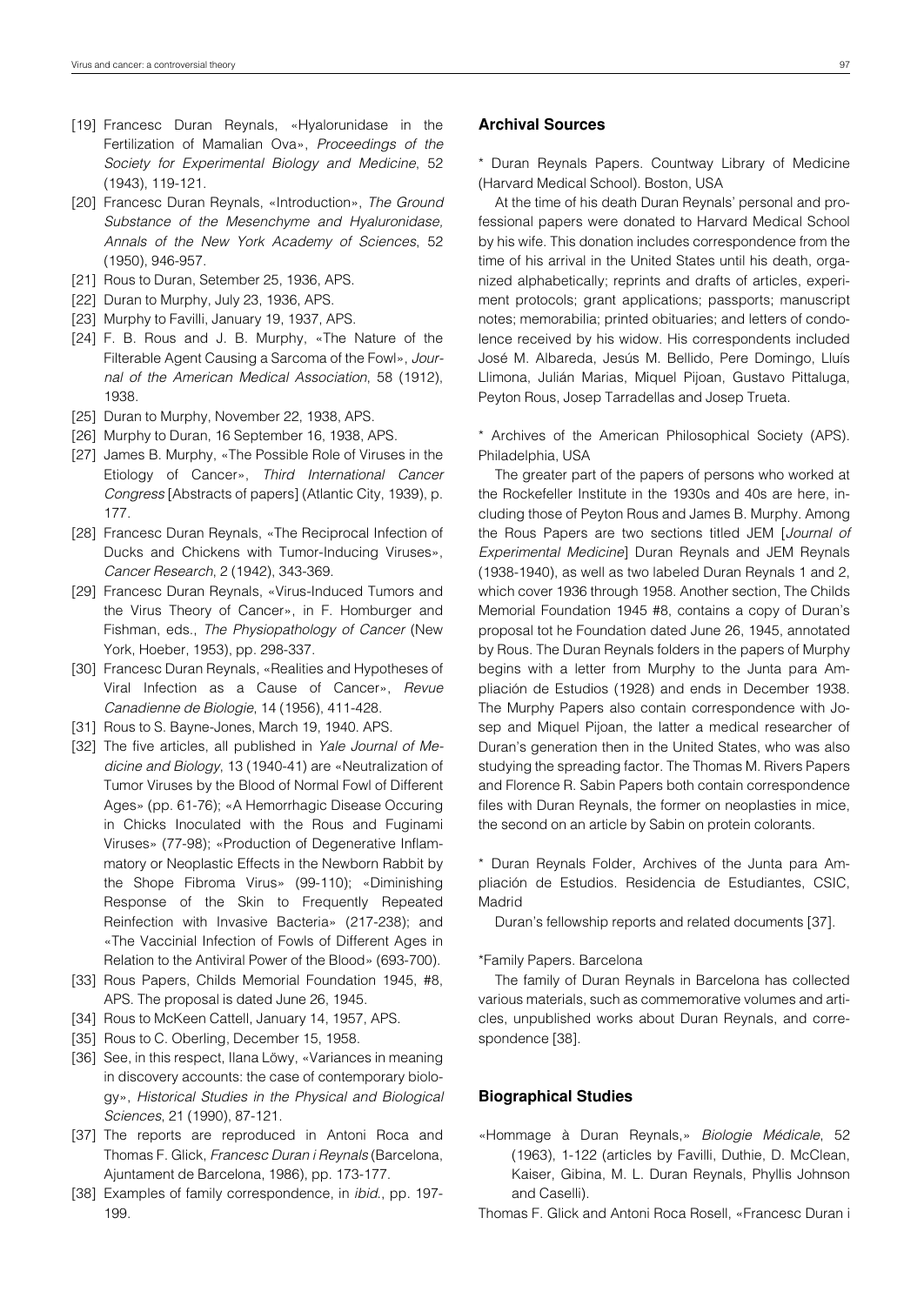[19] Francesc Duran Reynals, «Hyalorunidase in the Fertilization of Mamalian Ova», *Proceedings of the Society for Experimental Biology and Medicine*, 52 (1943), 119-121.

[20] Francesc Duran Reynals, «Introduction», *The Ground Substance of the Mesenchyme and Hyaluronidase, Annals of the New York Academy of Sciences*, 52 (1950), 946-957.

[21] Rous to Duran, Setember 25, 1936, APS.

[22] Duran to Murphy, July 23, 1936, APS.

[23] Murphy to Favilli, January 19, 1937, APS.

[24] F. B. Rous and J. B. Murphy, «The Nature of the Filterable Agent Causing a Sarcoma of the Fowl», *Journal of the American Medical Association*, 58 (1912), 1938.

[25] Duran to Murphy, November 22, 1938, APS.

[26] Murphy to Duran, 16 September 16, 1938, APS.

[27] James B. Murphy, «The Possible Role of Viruses in the Etiology of Cancer», *Third International Cancer Congress* [Abstracts of papers] (Atlantic City, 1939), p. 177.

[28] Francesc Duran Reynals, «The Reciprocal Infection of Ducks and Chickens with Tumor-Inducing Viruses», *Cancer Research*, 2 (1942), 343-369.

[29] Francesc Duran Reynals, «Virus-Induced Tumors and the Virus Theory of Cancer», in F. Homburger and Fishman, eds., *The Physiopathology of Cancer* (New York, Hoeber, 1953), pp. 298-337.

[30] Francesc Duran Reynals, «Realities and Hypotheses of Viral Infection as a Cause of Cancer», *Revue Canadienne de Biologie*, 14 (1956), 411-428.

[31] Rous to S. Bayne-Jones, March 19, 1940. APS.

[32] The five articles, all published in *Yale Journal of Medicine and Biology*, 13 (1940-41) are «Neutralization of Tumor Viruses by the Blood of Normal Fowl of Different Ages» (pp. 61-76); «A Hemorrhagic Disease Occuring in Chicks Inoculated with the Rous and Fuginami Viruses» (77-98); «Production of Degenerative Inflammatory or Neoplastic Effects in the Newborn Rabbit by the Shope Fibroma Virus» (99-110); «Diminishing Response of the Skin to Frequently Repeated Reinfection with Invasive Bacteria» (217-238); and «The Vaccinial Infection of Fowls of Different Ages in Relation to the Antiviral Power of the Blood» (693-700).

[33] Rous Papers, Childs Memorial Foundation 1945, #8, APS. The proposal is dated June 26, 1945.

[34] Rous to McKeen Cattell, January 14, 1957, APS.

[35] Rous to C. Oberling, December 15, 1958.

[36] See, in this respect, Ilana Löwy, «Variances in meaning in discovery accounts: the case of contemporary biology», *Historical Studies in the Physical and Biological Sciences*, 21 (1990), 87-121.

[37] The reports are reproduced in Antoni Roca and Thomas F. Glick, *Francesc Duran i Reynals* (Barcelona, Ajuntament de Barcelona, 1986), pp. 173-177.

[38] Examples of family correspondence, in *ibid.*, pp. 197-199.

## Archival Sources

\* Duran Reynals Papers. Countway Library of Medicine (Harvard Medical School). Boston, USA

At the time of his death Duran Reynals' personal and professional papers were donated to Harvard Medical School by his wife. This donation includes correspondence from the time of his arrival in the United States until his death, organized alphabetically; reprints and drafts of articles, experiment protocols; grant applications; passports; manuscript notes; memorabilia; printed obituaries; and letters of condolence received by his widow. His correspondents included José M. Albareda, Jesús M. Bellido, Pere Domingo, Lluís Llimona, Julián Marias, Miquel Pijoan, Gustavo Pittaluga, Peyton Rous, Josep Tarradellas and Josep Trueta.

\* Archives of the American Philosophical Society (APS). Philadelphia, USA

The greater part of the papers of persons who worked at the Rockefeller Institute in the 1930s and 40s are here, including those of Peyton Rous and James B. Murphy. Among the Rous Papers are two sections titled JEM [*Journal of Experimental Medicine*] Duran Reynals and JEM Reynals (1938-1940), as well as two labeled Duran Reynals 1 and 2, which cover 1936 through 1958. Another section, The Childs Memorial Foundation 1945 #8, contains a copy of Duran's proposal tot he Foundation dated June 26, 1945, annotated by Rous. The Duran Reynals folders in the papers of Murphy begins with a letter from Murphy to the Junta para Ampliación de Estudios (1928) and ends in December 1938. The Murphy Papers also contain correspondence with Josep and Miquel Pijoan, the latter a medical researcher of Duran's generation then in the United States, who was also studying the spreading factor. The Thomas M. Rivers Papers and Florence R. Sabin Papers both contain correspondence files with Duran Reynals, the former on neoplasties in mice, the second on an article by Sabin on protein colorants.

\* Duran Reynals Folder, Archives of the Junta para Ampliación de Estudios. Residencia de Estudiantes, CSIC, Madrid

Duran's fellowship reports and related documents [37].

\*Family Papers. Barcelona

The family of Duran Reynals in Barcelona has collected various materials, such as commemorative volumes and articles, unpublished works about Duran Reynals, and correspondence [38].

## Biographical Studies

«Hommage à Duran Reynals,» *Biologie Médicale*, 52 (1963), 1-122 (articles by Favilli, Duthie, D. McClean, Kaiser, Gibina, M. L. Duran Reynals, Phyllis Johnson and Caselli).

Thomas F. Glick and Antoni Roca Rosell, «Francesc Duran i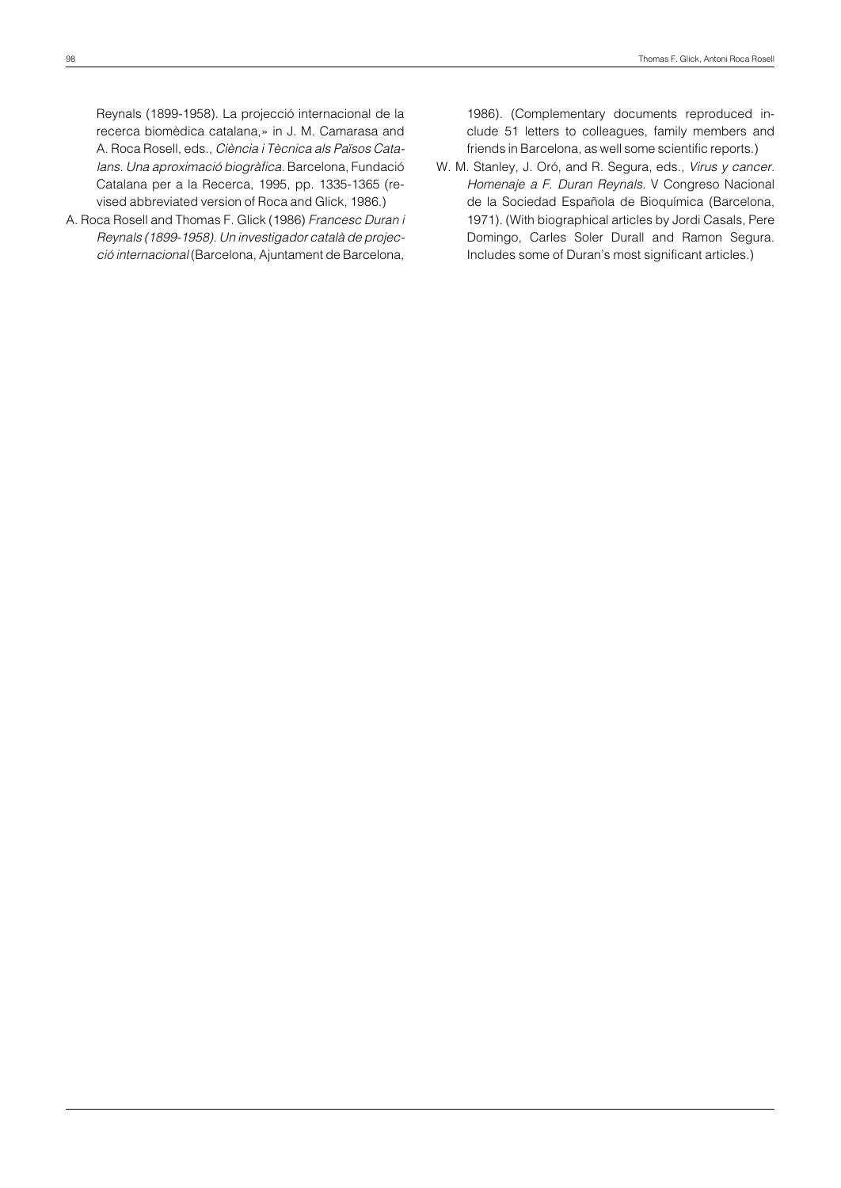Reynals (1899-1958). La projecció internacional de la recerca biomèdica catalana,» in J. M. Camarasa and A. Roca Rosell, eds., *Ciència i Tècnica als Països Catalans. Una aproximació biogràfica.* Barcelona, Fundació Catalana per a la Recerca, 1995, pp. 1335-1365 (revised abbreviated version of Roca and Glick, 1986.)

A. Roca Rosell and Thomas F. Glick (1986) *Francesc Duran i Reynals (1899-1958). Un investigador català de projecció internacional* (Barcelona, Ajuntament de Barcelona, 1986). (Complementary documents reproduced include 51 letters to colleagues, family members and friends in Barcelona, as well some scientific reports.)

W. M. Stanley, J. Oró, and R. Segura, eds., *Virus y cancer. Homenaje a F. Duran Reynals.* V Congreso Nacional de la Sociedad Española de Bioquímica (Barcelona, 1971). (With biographical articles by Jordi Casals, Pere Domingo, Carles Soler Durall and Ramon Segura. Includes some of Duran's most significant articles.)